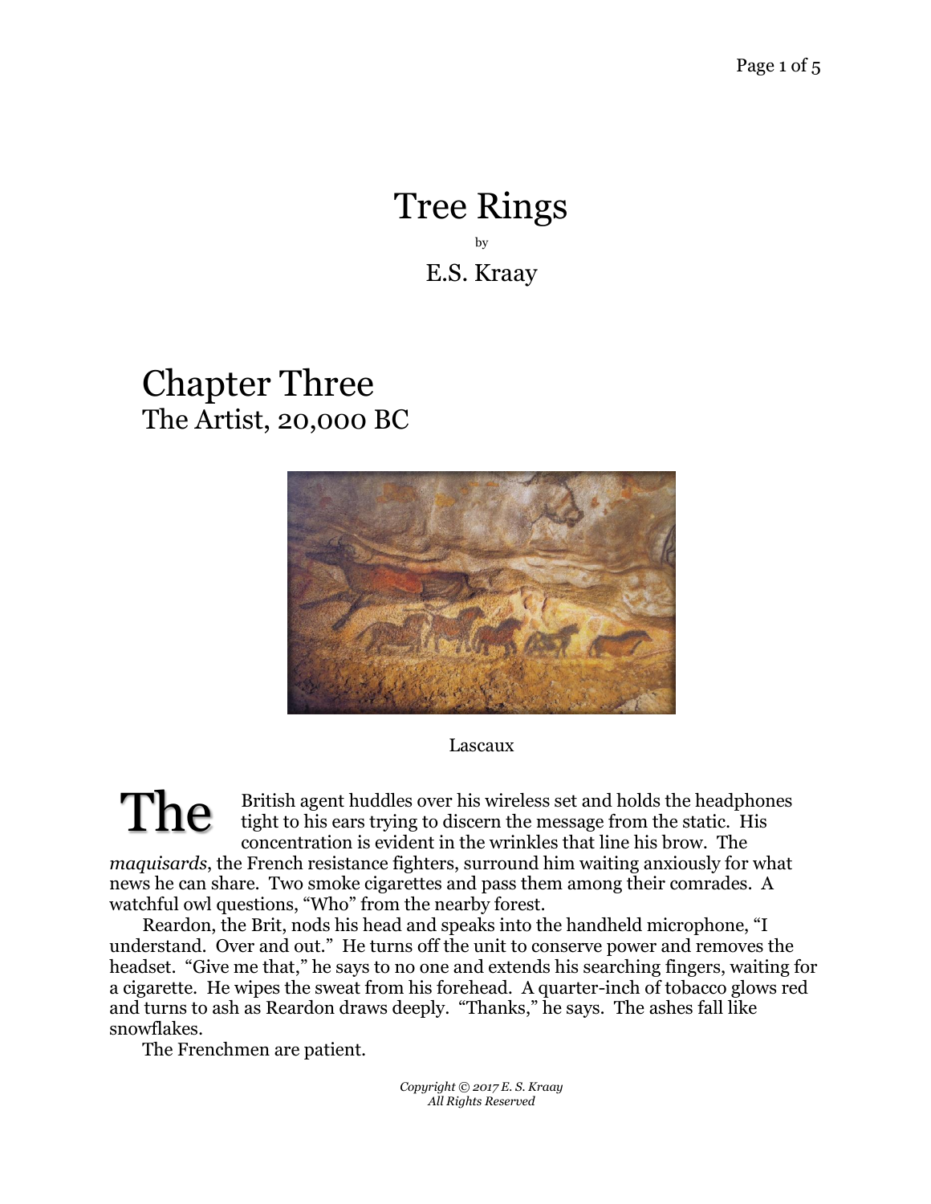# Tree Rings

by

E.S. Kraay

## Chapter Three
### The Artist, 20,000 BC

Lascaux

The British agent huddles over his wireless set and holds the headphones tight to his ears trying to discern the message from the static. His concentration is evident in the wrinkles that line his brow. The *maquisards*, the French resistance fighters, surround him waiting anxiously for what news he can share. Two smoke cigarettes and pass them among their comrades. A watchful owl questions, "Who" from the nearby forest.

Reardon, the Brit, nods his head and speaks into the handheld microphone, "I understand. Over and out." He turns off the unit to conserve power and removes the headset. "Give me that," he says to no one and extends his searching fingers, waiting for a cigarette. He wipes the sweat from his forehead. A quarter-inch of tobacco glows red and turns to ash as Reardon draws deeply. "Thanks," he says. The ashes fall like snowflakes.

The Frenchmen are patient.

*Copyright © 2017 E. S. Kraay*
*All Rights Reserved*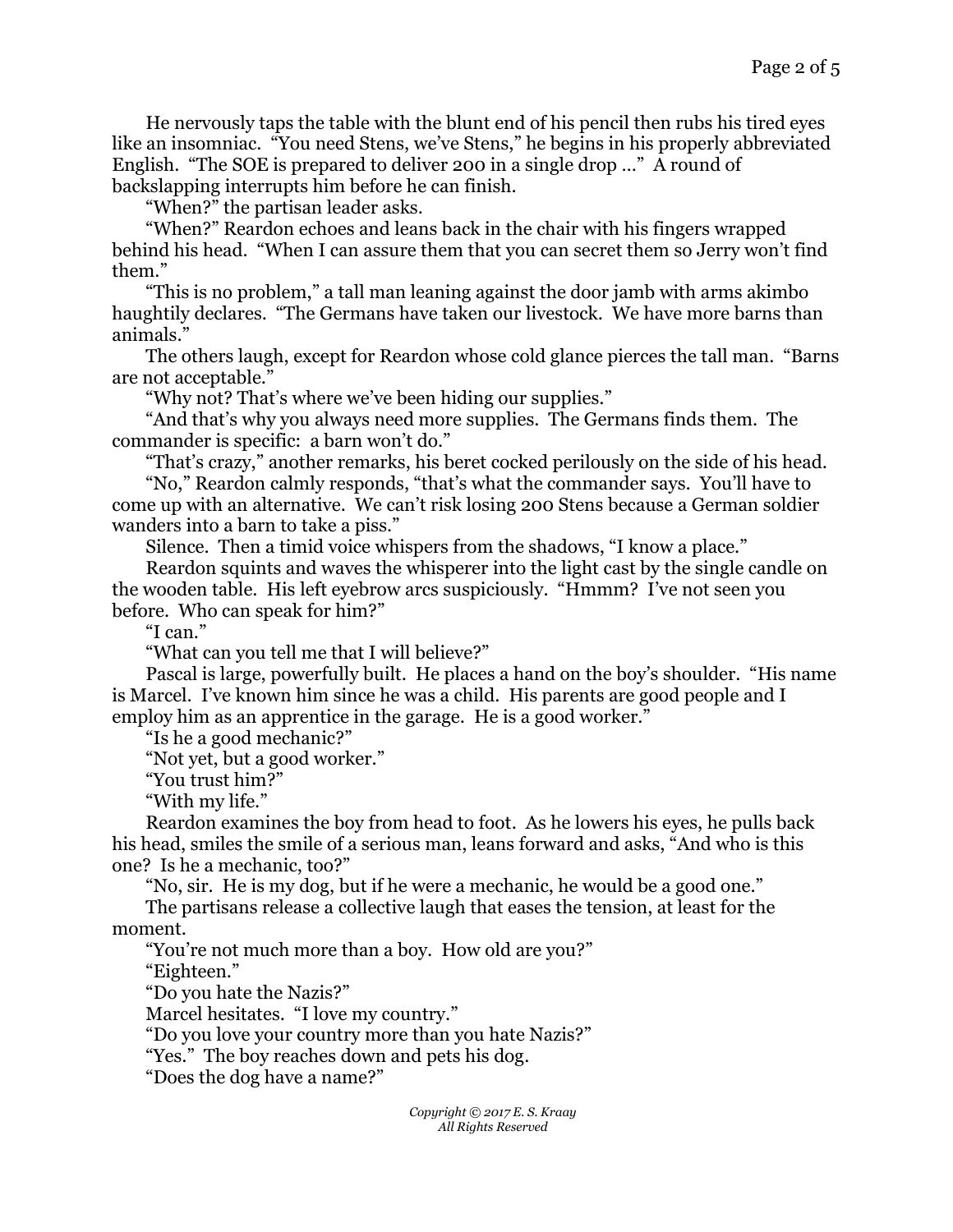He nervously taps the table with the blunt end of his pencil then rubs his tired eyes like an insomniac. "You need Stens, we've Stens," he begins in his properly abbreviated English. "The SOE is prepared to deliver 200 in a single drop …" A round of backslapping interrupts him before he can finish.

"When?" the partisan leader asks.

"When?" Reardon echoes and leans back in the chair with his fingers wrapped behind his head. "When I can assure them that you can secret them so Jerry won't find them."

"This is no problem," a tall man leaning against the door jamb with arms akimbo haughtily declares. "The Germans have taken our livestock. We have more barns than animals."

The others laugh, except for Reardon whose cold glance pierces the tall man. "Barns are not acceptable."

"Why not? That's where we've been hiding our supplies."

"And that's why you always need more supplies. The Germans finds them. The commander is specific: a barn won't do."

"That's crazy," another remarks, his beret cocked perilously on the side of his head.

"No," Reardon calmly responds, "that's what the commander says. You'll have to come up with an alternative. We can't risk losing 200 Stens because a German soldier wanders into a barn to take a piss."

Silence. Then a timid voice whispers from the shadows, "I know a place."

Reardon squints and waves the whisperer into the light cast by the single candle on the wooden table. His left eyebrow arcs suspiciously. "Hmmm? I've not seen you before. Who can speak for him?"

"I can."

"What can you tell me that I will believe?"

Pascal is large, powerfully built. He places a hand on the boy's shoulder. "His name is Marcel. I've known him since he was a child. His parents are good people and I employ him as an apprentice in the garage. He is a good worker."

"Is he a good mechanic?"

"Not yet, but a good worker."

"You trust him?"

"With my life."

Reardon examines the boy from head to foot. As he lowers his eyes, he pulls back his head, smiles the smile of a serious man, leans forward and asks, "And who is this one? Is he a mechanic, too?"

"No, sir. He is my dog, but if he were a mechanic, he would be a good one."

The partisans release a collective laugh that eases the tension, at least for the moment.

"You're not much more than a boy. How old are you?"

"Eighteen."

"Do you hate the Nazis?"

Marcel hesitates. "I love my country."

"Do you love your country more than you hate Nazis?"

"Yes." The boy reaches down and pets his dog.

"Does the dog have a name?"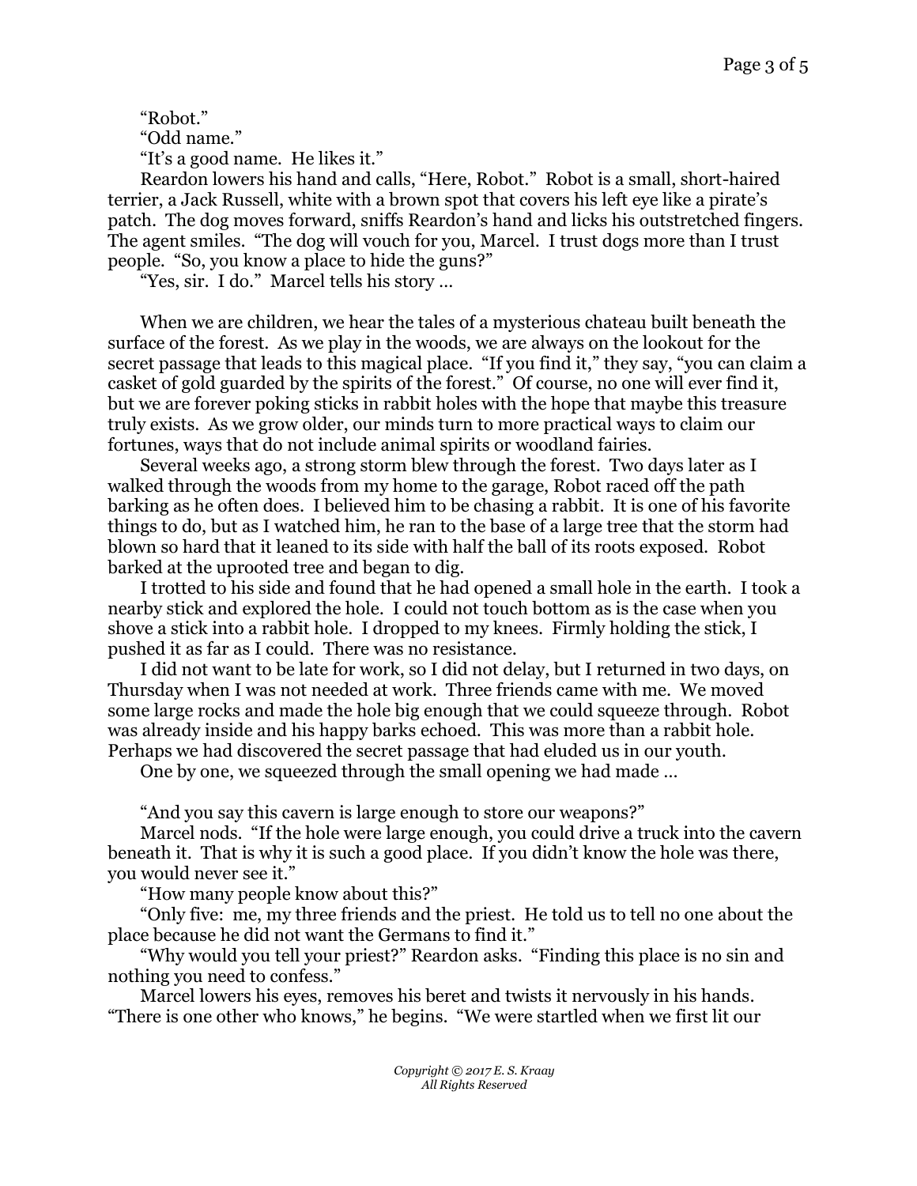"Robot."

"Odd name."

"It's a good name. He likes it."

Reardon lowers his hand and calls, "Here, Robot." Robot is a small, short-haired terrier, a Jack Russell, white with a brown spot that covers his left eye like a pirate's patch. The dog moves forward, sniffs Reardon's hand and licks his outstretched fingers. The agent smiles. "The dog will vouch for you, Marcel. I trust dogs more than I trust people. "So, you know a place to hide the guns?"

"Yes, sir. I do." Marcel tells his story …

When we are children, we hear the tales of a mysterious chateau built beneath the surface of the forest. As we play in the woods, we are always on the lookout for the secret passage that leads to this magical place. "If you find it," they say, "you can claim a casket of gold guarded by the spirits of the forest." Of course, no one will ever find it, but we are forever poking sticks in rabbit holes with the hope that maybe this treasure truly exists. As we grow older, our minds turn to more practical ways to claim our fortunes, ways that do not include animal spirits or woodland fairies.

Several weeks ago, a strong storm blew through the forest. Two days later as I walked through the woods from my home to the garage, Robot raced off the path barking as he often does. I believed him to be chasing a rabbit. It is one of his favorite things to do, but as I watched him, he ran to the base of a large tree that the storm had blown so hard that it leaned to its side with half the ball of its roots exposed. Robot barked at the uprooted tree and began to dig.

I trotted to his side and found that he had opened a small hole in the earth. I took a nearby stick and explored the hole. I could not touch bottom as is the case when you shove a stick into a rabbit hole. I dropped to my knees. Firmly holding the stick, I pushed it as far as I could. There was no resistance.

I did not want to be late for work, so I did not delay, but I returned in two days, on Thursday when I was not needed at work. Three friends came with me. We moved some large rocks and made the hole big enough that we could squeeze through. Robot was already inside and his happy barks echoed. This was more than a rabbit hole. Perhaps we had discovered the secret passage that had eluded us in our youth.

One by one, we squeezed through the small opening we had made …

"And you say this cavern is large enough to store our weapons?"

Marcel nods. "If the hole were large enough, you could drive a truck into the cavern beneath it. That is why it is such a good place. If you didn't know the hole was there, you would never see it."

"How many people know about this?"

"Only five: me, my three friends and the priest. He told us to tell no one about the place because he did not want the Germans to find it."

"Why would you tell your priest?" Reardon asks. "Finding this place is no sin and nothing you need to confess."

Marcel lowers his eyes, removes his beret and twists it nervously in his hands. "There is one other who knows," he begins. "We were startled when we first lit our

*Copyright © 2017 E. S. Kraay*
*All Rights Reserved*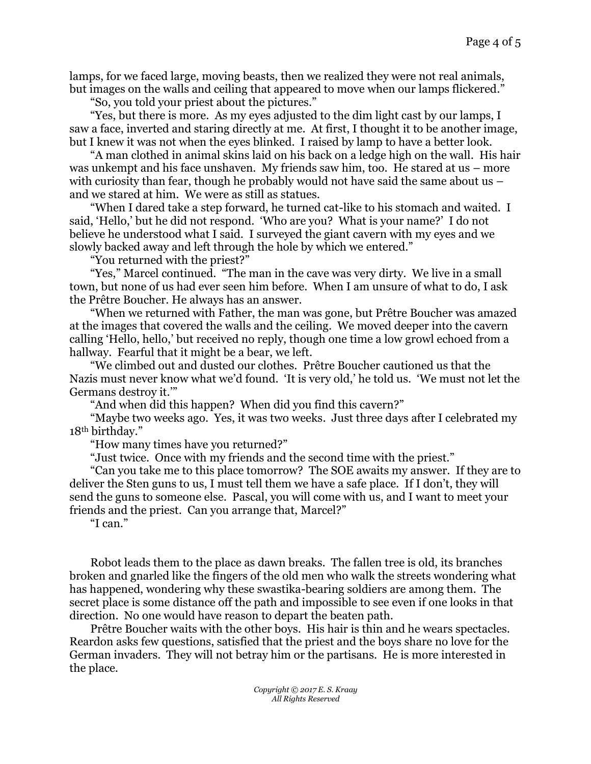lamps, for we faced large, moving beasts, then we realized they were not real animals, but images on the walls and ceiling that appeared to move when our lamps flickered."

"So, you told your priest about the pictures."

"Yes, but there is more. As my eyes adjusted to the dim light cast by our lamps, I saw a face, inverted and staring directly at me. At first, I thought it to be another image, but I knew it was not when the eyes blinked. I raised by lamp to have a better look.

"A man clothed in animal skins laid on his back on a ledge high on the wall. His hair was unkempt and his face unshaven. My friends saw him, too. He stared at us – more with curiosity than fear, though he probably would not have said the same about us – and we stared at him. We were as still as statues.

"When I dared take a step forward, he turned cat-like to his stomach and waited. I said, 'Hello,' but he did not respond. 'Who are you? What is your name?' I do not believe he understood what I said. I surveyed the giant cavern with my eyes and we slowly backed away and left through the hole by which we entered."

"You returned with the priest?"

"Yes," Marcel continued. "The man in the cave was very dirty. We live in a small town, but none of us had ever seen him before. When I am unsure of what to do, I ask the Prêtre Boucher. He always has an answer.

"When we returned with Father, the man was gone, but Prêtre Boucher was amazed at the images that covered the walls and the ceiling. We moved deeper into the cavern calling 'Hello, hello,' but received no reply, though one time a low growl echoed from a hallway. Fearful that it might be a bear, we left.

"We climbed out and dusted our clothes. Prêtre Boucher cautioned us that the Nazis must never know what we'd found. 'It is very old,' he told us. 'We must not let the Germans destroy it.'"

"And when did this happen? When did you find this cavern?"

"Maybe two weeks ago. Yes, it was two weeks. Just three days after I celebrated my 18th birthday."

"How many times have you returned?"

"Just twice. Once with my friends and the second time with the priest."

"Can you take me to this place tomorrow? The SOE awaits my answer. If they are to deliver the Sten guns to us, I must tell them we have a safe place. If I don't, they will send the guns to someone else. Pascal, you will come with us, and I want to meet your friends and the priest. Can you arrange that, Marcel?"

"I can."

Robot leads them to the place as dawn breaks. The fallen tree is old, its branches broken and gnarled like the fingers of the old men who walk the streets wondering what has happened, wondering why these swastika-bearing soldiers are among them. The secret place is some distance off the path and impossible to see even if one looks in that direction. No one would have reason to depart the beaten path.

Prêtre Boucher waits with the other boys. His hair is thin and he wears spectacles. Reardon asks few questions, satisfied that the priest and the boys share no love for the German invaders. They will not betray him or the partisans. He is more interested in the place.

*Copyright © 2017 E. S. Kraay*
*All Rights Reserved*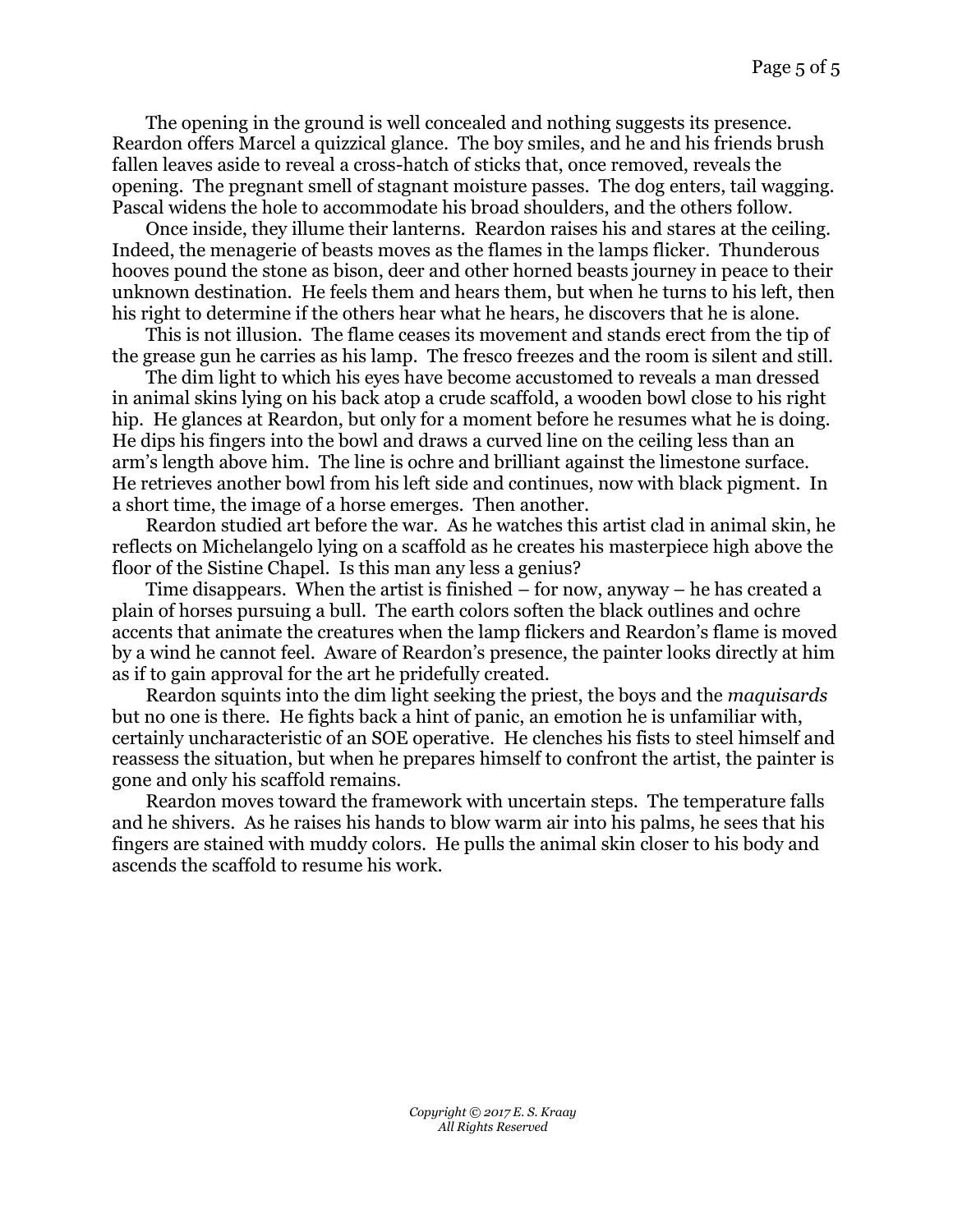The opening in the ground is well concealed and nothing suggests its presence. Reardon offers Marcel a quizzical glance. The boy smiles, and he and his friends brush fallen leaves aside to reveal a cross-hatch of sticks that, once removed, reveals the opening. The pregnant smell of stagnant moisture passes. The dog enters, tail wagging. Pascal widens the hole to accommodate his broad shoulders, and the others follow.

Once inside, they illume their lanterns. Reardon raises his and stares at the ceiling. Indeed, the menagerie of beasts moves as the flames in the lamps flicker. Thunderous hooves pound the stone as bison, deer and other horned beasts journey in peace to their unknown destination. He feels them and hears them, but when he turns to his left, then his right to determine if the others hear what he hears, he discovers that he is alone.

This is not illusion. The flame ceases its movement and stands erect from the tip of the grease gun he carries as his lamp. The fresco freezes and the room is silent and still.

The dim light to which his eyes have become accustomed to reveals a man dressed in animal skins lying on his back atop a crude scaffold, a wooden bowl close to his right hip. He glances at Reardon, but only for a moment before he resumes what he is doing. He dips his fingers into the bowl and draws a curved line on the ceiling less than an arm's length above him. The line is ochre and brilliant against the limestone surface. He retrieves another bowl from his left side and continues, now with black pigment. In a short time, the image of a horse emerges. Then another.

Reardon studied art before the war. As he watches this artist clad in animal skin, he reflects on Michelangelo lying on a scaffold as he creates his masterpiece high above the floor of the Sistine Chapel. Is this man any less a genius?

Time disappears. When the artist is finished – for now, anyway – he has created a plain of horses pursuing a bull. The earth colors soften the black outlines and ochre accents that animate the creatures when the lamp flickers and Reardon's flame is moved by a wind he cannot feel. Aware of Reardon's presence, the painter looks directly at him as if to gain approval for the art he pridefully created.

Reardon squints into the dim light seeking the priest, the boys and the *maquisards* but no one is there. He fights back a hint of panic, an emotion he is unfamiliar with, certainly uncharacteristic of an SOE operative. He clenches his fists to steel himself and reassess the situation, but when he prepares himself to confront the artist, the painter is gone and only his scaffold remains.

Reardon moves toward the framework with uncertain steps. The temperature falls and he shivers. As he raises his hands to blow warm air into his palms, he sees that his fingers are stained with muddy colors. He pulls the animal skin closer to his body and ascends the scaffold to resume his work.

*Copyright © 2017 E. S. Kraay*
*All Rights Reserved*